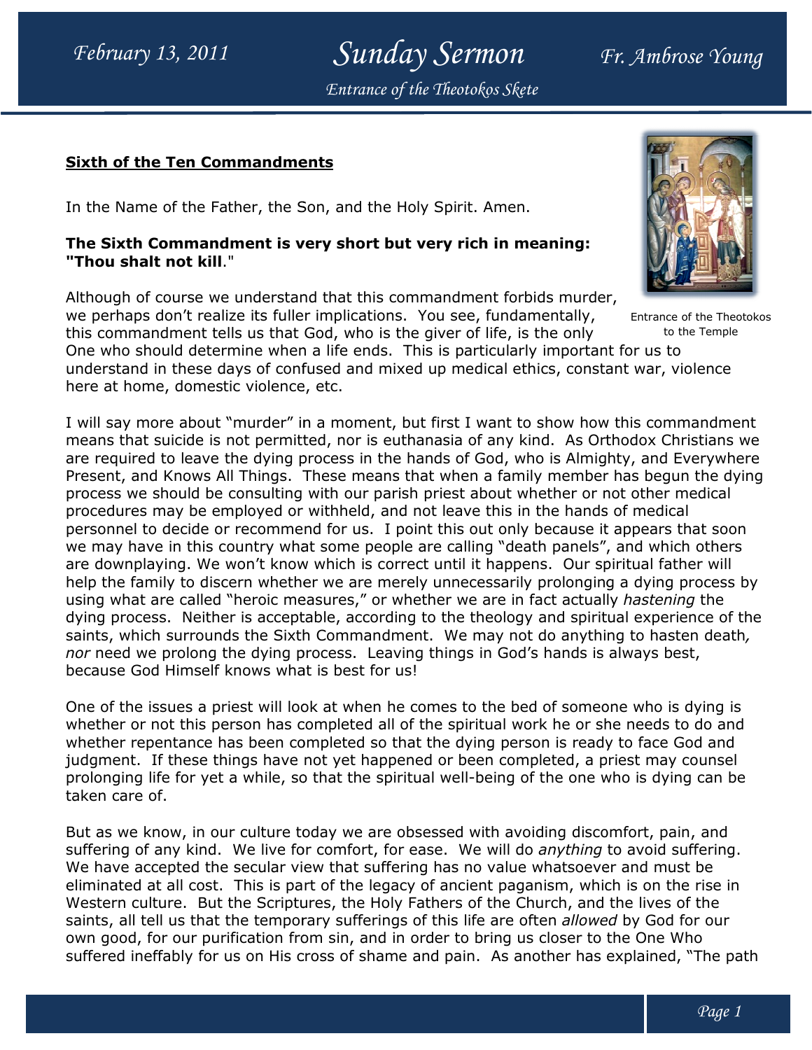**Sixth of the Ten Commandments**

In the Name of the Father, the Son, and the Holy Spirit. Amen.

**The Sixth Commandment is very short but very rich in meaning: "Thou shalt not kill**."

Entrance of the Theotokos to the Temple

Although of course we understand that this commandment forbids murder, we perhaps don't realize its fuller implications. You see, fundamentally, this commandment tells us that God, who is the giver of life, is the only One who should determine when a life ends. This is particularly important for us to understand in these days of confused and mixed up medical ethics, constant war, violence here at home, domestic violence, etc.

I will say more about "murder" in a moment, but first I want to show how this commandment means that suicide is not permitted, nor is euthanasia of any kind. As Orthodox Christians we are required to leave the dying process in the hands of God, who is Almighty, and Everywhere Present, and Knows All Things. These means that when a family member has begun the dying process we should be consulting with our parish priest about whether or not other medical procedures may be employed or withheld, and not leave this in the hands of medical personnel to decide or recommend for us. I point this out only because it appears that soon we may have in this country what some people are calling "death panels", and which others are downplaying. We won't know which is correct until it happens. Our spiritual father will help the family to discern whether we are merely unnecessarily prolonging a dying process by using what are called "heroic measures," or whether we are in fact actually *hastening* the dying process. Neither is acceptable, according to the theology and spiritual experience of the saints, which surrounds the Sixth Commandment. We may not do anything to hasten death*, nor* need we prolong the dying process. Leaving things in God's hands is always best, because God Himself knows what is best for us!

One of the issues a priest will look at when he comes to the bed of someone who is dying is whether or not this person has completed all of the spiritual work he or she needs to do and whether repentance has been completed so that the dying person is ready to face God and judgment. If these things have not yet happened or been completed, a priest may counsel prolonging life for yet a while, so that the spiritual well-being of the one who is dying can be taken care of.

But as we know, in our culture today we are obsessed with avoiding discomfort, pain, and suffering of any kind. We live for comfort, for ease. We will do *anything* to avoid suffering. We have accepted the secular view that suffering has no value whatsoever and must be eliminated at all cost. This is part of the legacy of ancient paganism, which is on the rise in Western culture. But the Scriptures, the Holy Fathers of the Church, and the lives of the saints, all tell us that the temporary sufferings of this life are often *allowed* by God for our own good, for our purification from sin, and in order to bring us closer to the One Who suffered ineffably for us on His cross of shame and pain. As another has explained, "The path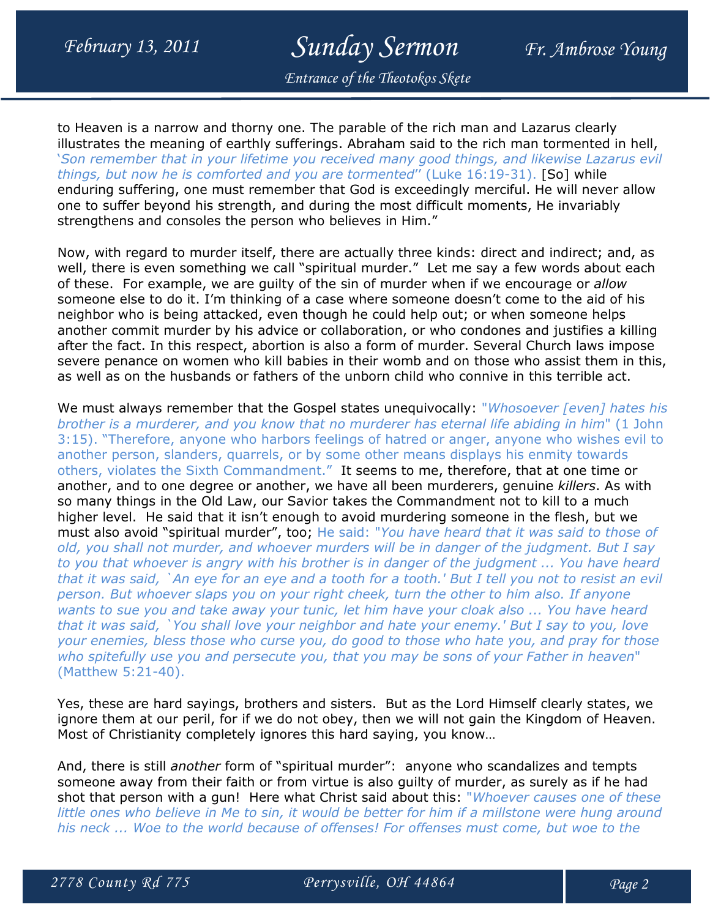to Heaven is a narrow and thorny one. The parable of the rich man and Lazarus clearly illustrates the meaning of earthly sufferings. Abraham said to the rich man tormented in hell, '*Son remember that in your lifetime you received many good things, and likewise Lazarus evil things, but now he is comforted and you are tormented*" (Luke 16:19-31). [So] while enduring suffering, one must remember that God is exceedingly merciful. He will never allow one to suffer beyond his strength, and during the most difficult moments, He invariably strengthens and consoles the person who believes in Him."

Now, with regard to murder itself, there are actually three kinds: direct and indirect; and, as well, there is even something we call "spiritual murder." Let me say a few words about each of these. For example, we are guilty of the sin of murder when if we encourage or *allow* someone else to do it. I'm thinking of a case where someone doesn't come to the aid of his neighbor who is being attacked, even though he could help out; or when someone helps another commit murder by his advice or collaboration, or who condones and justifies a killing after the fact. In this respect, abortion is also a form of murder. Several Church laws impose severe penance on women who kill babies in their womb and on those who assist them in this, as well as on the husbands or fathers of the unborn child who connive in this terrible act.

We must always remember that the Gospel states unequivocally: "*Whosoever [even] hates his brother is a murderer, and you know that no murderer has eternal life abiding in him*" (1 John 3:15). "Therefore, anyone who harbors feelings of hatred or anger, anyone who wishes evil to another person, slanders, quarrels, or by some other means displays his enmity towards others, violates the Sixth Commandment." It seems to me, therefore, that at one time or another, and to one degree or another, we have all been murderers, genuine *killers*. As with so many things in the Old Law, our Savior takes the Commandment not to kill to a much higher level. He said that it isn't enough to avoid murdering someone in the flesh, but we must also avoid "spiritual murder", too; He said: "*You have heard that it was said to those of old, you shall not murder, and whoever murders will be in danger of the judgment. But I say to you that whoever is angry with his brother is in danger of the judgment ... You have heard that it was said, `An eye for an eye and a tooth for a tooth.' But I tell you not to resist an evil person. But whoever slaps you on your right cheek, turn the other to him also. If anyone wants to sue you and take away your tunic, let him have your cloak also ... You have heard that it was said, `You shall love your neighbor and hate your enemy.' But I say to you, love your enemies, bless those who curse you, do good to those who hate you, and pray for those who spitefully use you and persecute you, that you may be sons of your Father in heaven*" (Matthew 5:21-40).

Yes, these are hard sayings, brothers and sisters. But as the Lord Himself clearly states, we ignore them at our peril, for if we do not obey, then we will not gain the Kingdom of Heaven. Most of Christianity completely ignores this hard saying, you know…

And, there is still *another* form of "spiritual murder": anyone who scandalizes and tempts someone away from their faith or from virtue is also guilty of murder, as surely as if he had shot that person with a gun! Here what Christ said about this: "*Whoever causes one of these little ones who believe in Me to sin, it would be better for him if a millstone were hung around his neck ... Woe to the world because of offenses! For offenses must come, but woe to the*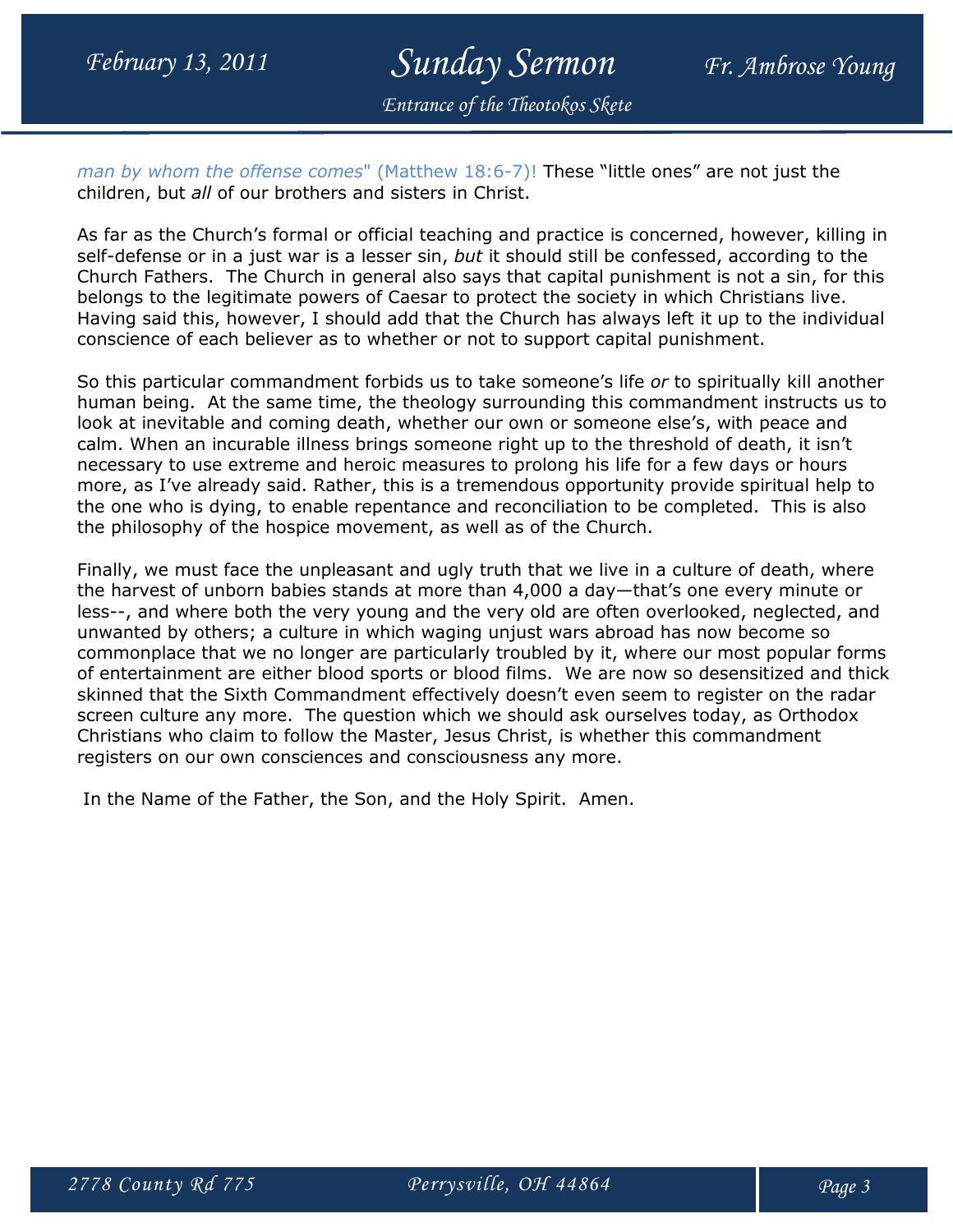*man by whom the offense comes*" (Matthew 18:6-7)! These "little ones" are not just the children, but *all* of our brothers and sisters in Christ.

As far as the Church's formal or official teaching and practice is concerned, however, killing in self-defense or in a just war is a lesser sin, *but* it should still be confessed, according to the Church Fathers. The Church in general also says that capital punishment is not a sin, for this belongs to the legitimate powers of Caesar to protect the society in which Christians live. Having said this, however, I should add that the Church has always left it up to the individual conscience of each believer as to whether or not to support capital punishment.

So this particular commandment forbids us to take someone's life *or* to spiritually kill another human being. At the same time, the theology surrounding this commandment instructs us to look at inevitable and coming death, whether our own or someone else's, with peace and calm. When an incurable illness brings someone right up to the threshold of death, it isn't necessary to use extreme and heroic measures to prolong his life for a few days or hours more, as I've already said. Rather, this is a tremendous opportunity provide spiritual help to the one who is dying, to enable repentance and reconciliation to be completed. This is also the philosophy of the hospice movement, as well as of the Church.

Finally, we must face the unpleasant and ugly truth that we live in a culture of death, where the harvest of unborn babies stands at more than 4,000 a day—that's one every minute or less--, and where both the very young and the very old are often overlooked, neglected, and unwanted by others; a culture in which waging unjust wars abroad has now become so commonplace that we no longer are particularly troubled by it, where our most popular forms of entertainment are either blood sports or blood films. We are now so desensitized and thick skinned that the Sixth Commandment effectively doesn't even seem to register on the radar screen culture any more. The question which we should ask ourselves today, as Orthodox Christians who claim to follow the Master, Jesus Christ, is whether this commandment registers on our own consciences and consciousness any more.

In the Name of the Father, the Son, and the Holy Spirit. Amen.